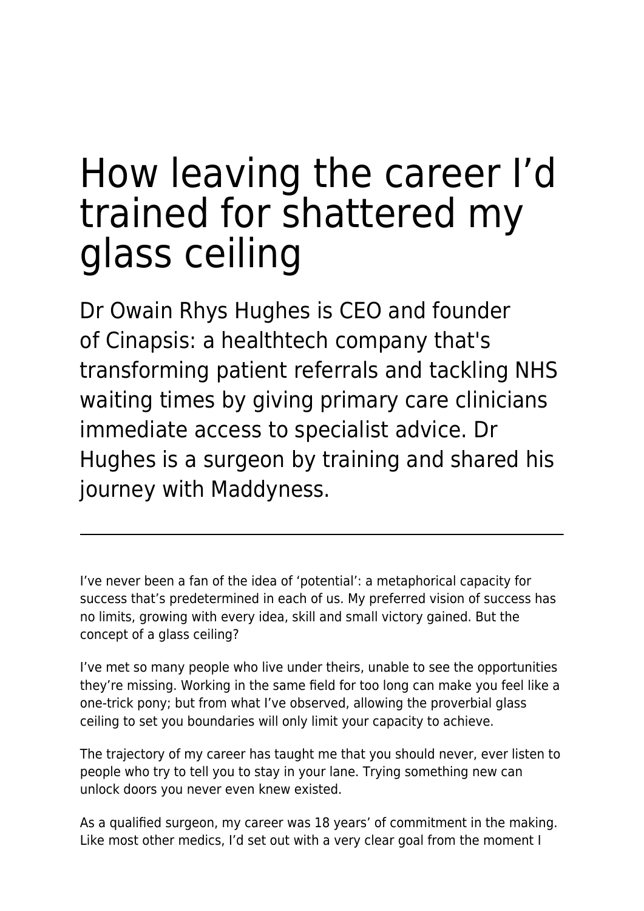# How leaving the career I'd trained for shattered my glass ceiling

Dr Owain Rhys Hughes is CEO and founder of Cinapsis: a healthtech company that's transforming patient referrals and tackling NHS waiting times by giving primary care clinicians immediate access to specialist advice. Dr Hughes is a surgeon by training and shared his journey with Maddyness.

---

I've never been a fan of the idea of 'potential': a metaphorical capacity for success that's predetermined in each of us. My preferred vision of success has no limits, growing with every idea, skill and small victory gained. But the concept of a glass ceiling?

I've met so many people who live under theirs, unable to see the opportunities they're missing. Working in the same field for too long can make you feel like a one-trick pony; but from what I've observed, allowing the proverbial glass ceiling to set you boundaries will only limit your capacity to achieve.

The trajectory of my career has taught me that you should never, ever listen to people who try to tell you to stay in your lane. Trying something new can unlock doors you never even knew existed.

As a qualified surgeon, my career was 18 years' of commitment in the making. Like most other medics, I'd set out with a very clear goal from the moment I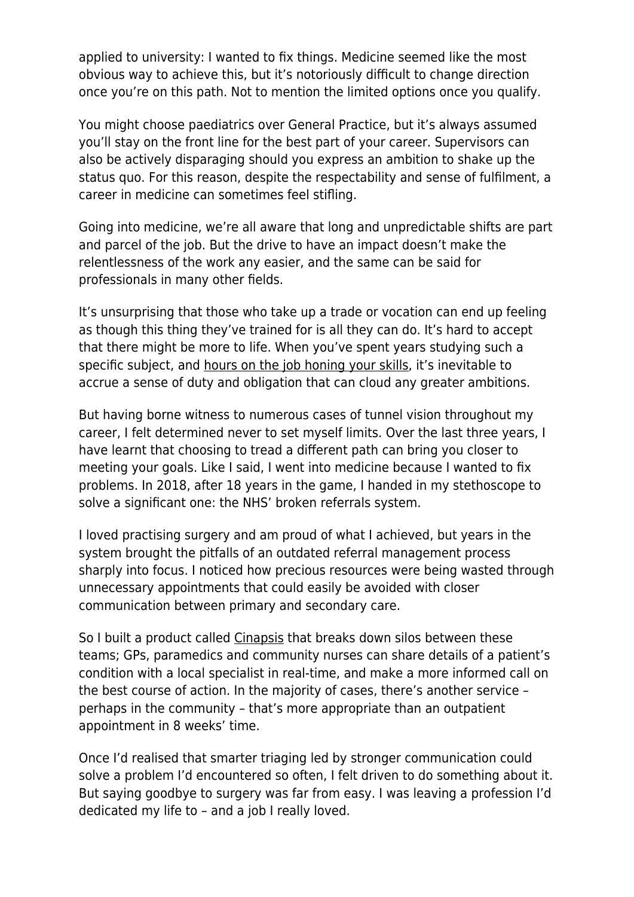applied to university: I wanted to fix things. Medicine seemed like the most obvious way to achieve this, but it's notoriously difficult to change direction once you're on this path. Not to mention the limited options once you qualify.

You might choose paediatrics over General Practice, but it's always assumed you'll stay on the front line for the best part of your career. Supervisors can also be actively disparaging should you express an ambition to shake up the status quo. For this reason, despite the respectability and sense of fulfilment, a career in medicine can sometimes feel stifling.

Going into medicine, we're all aware that long and unpredictable shifts are part and parcel of the job. But the drive to have an impact doesn't make the relentlessness of the work any easier, and the same can be said for professionals in many other fields.

It's unsurprising that those who take up a trade or vocation can end up feeling as though this thing they've trained for is all they can do. It's hard to accept that there might be more to life. When you've spent years studying such a specific subject, and hours on the job honing your skills, it's inevitable to accrue a sense of duty and obligation that can cloud any greater ambitions.

But having borne witness to numerous cases of tunnel vision throughout my career, I felt determined never to set myself limits. Over the last three years, I have learnt that choosing to tread a different path can bring you closer to meeting your goals. Like I said, I went into medicine because I wanted to fix problems. In 2018, after 18 years in the game, I handed in my stethoscope to solve a significant one: the NHS' broken referrals system.

I loved practising surgery and am proud of what I achieved, but years in the system brought the pitfalls of an outdated referral management process sharply into focus. I noticed how precious resources were being wasted through unnecessary appointments that could easily be avoided with closer communication between primary and secondary care.

So I built a product called Cinapsis that breaks down silos between these teams; GPs, paramedics and community nurses can share details of a patient's condition with a local specialist in real-time, and make a more informed call on the best course of action. In the majority of cases, there's another service – perhaps in the community – that's more appropriate than an outpatient appointment in 8 weeks' time.

Once I'd realised that smarter triaging led by stronger communication could solve a problem I'd encountered so often, I felt driven to do something about it. But saying goodbye to surgery was far from easy. I was leaving a profession I'd dedicated my life to – and a job I really loved.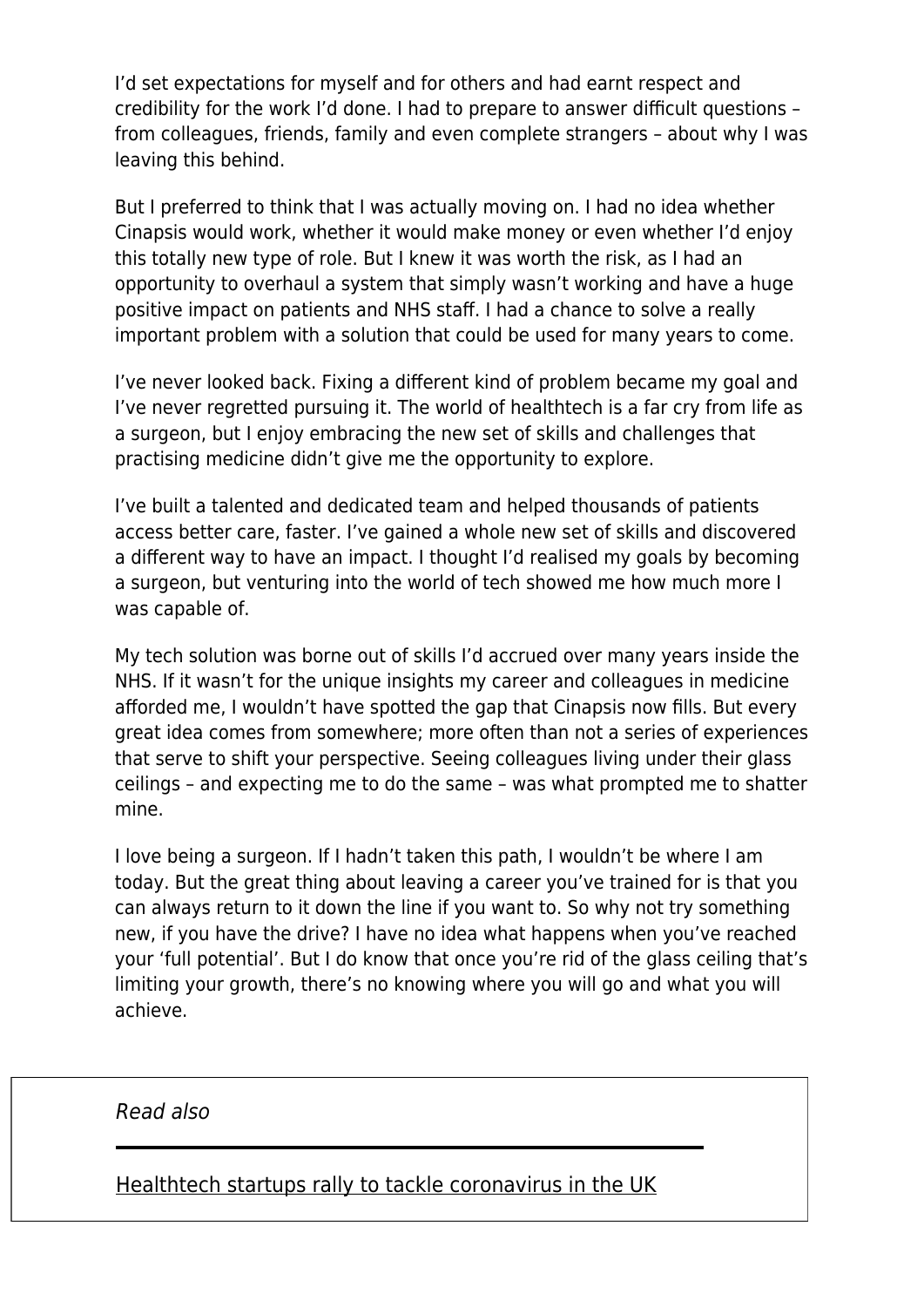I'd set expectations for myself and for others and had earnt respect and credibility for the work I'd done. I had to prepare to answer difficult questions – from colleagues, friends, family and even complete strangers – about why I was leaving this behind.

But I preferred to think that I was actually moving on. I had no idea whether Cinapsis would work, whether it would make money or even whether I'd enjoy this totally new type of role. But I knew it was worth the risk, as I had an opportunity to overhaul a system that simply wasn't working and have a huge positive impact on patients and NHS staff. I had a chance to solve a really important problem with a solution that could be used for many years to come.

I've never looked back. Fixing a different kind of problem became my goal and I've never regretted pursuing it. The world of healthtech is a far cry from life as a surgeon, but I enjoy embracing the new set of skills and challenges that practising medicine didn't give me the opportunity to explore.

I've built a talented and dedicated team and helped thousands of patients access better care, faster. I've gained a whole new set of skills and discovered a different way to have an impact. I thought I'd realised my goals by becoming a surgeon, but venturing into the world of tech showed me how much more I was capable of.

My tech solution was borne out of skills I'd accrued over many years inside the NHS. If it wasn't for the unique insights my career and colleagues in medicine afforded me, I wouldn't have spotted the gap that Cinapsis now fills. But every great idea comes from somewhere; more often than not a series of experiences that serve to shift your perspective. Seeing colleagues living under their glass ceilings – and expecting me to do the same – was what prompted me to shatter mine.

I love being a surgeon. If I hadn't taken this path, I wouldn't be where I am today. But the great thing about leaving a career you've trained for is that you can always return to it down the line if you want to. So why not try something new, if you have the drive? I have no idea what happens when you've reached your 'full potential'. But I do know that once you're rid of the glass ceiling that's limiting your growth, there's no knowing where you will go and what you will achieve.

*Read also*

Healthtech startups rally to tackle coronavirus in the UK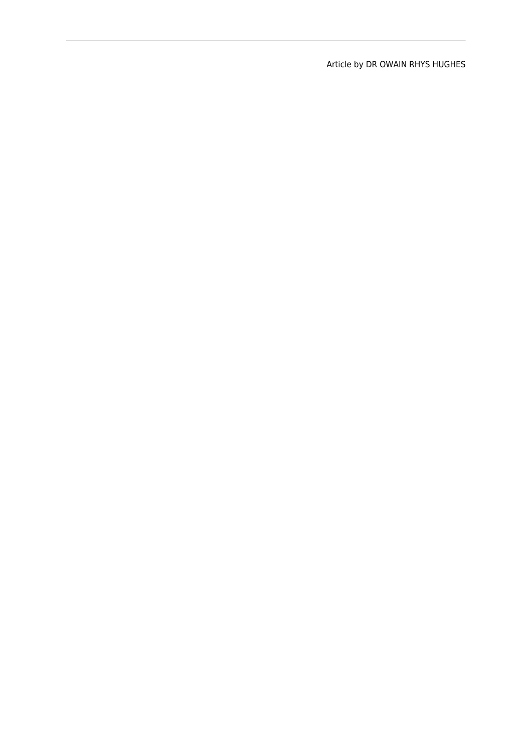Article by DR OWAIN RHYS HUGHES